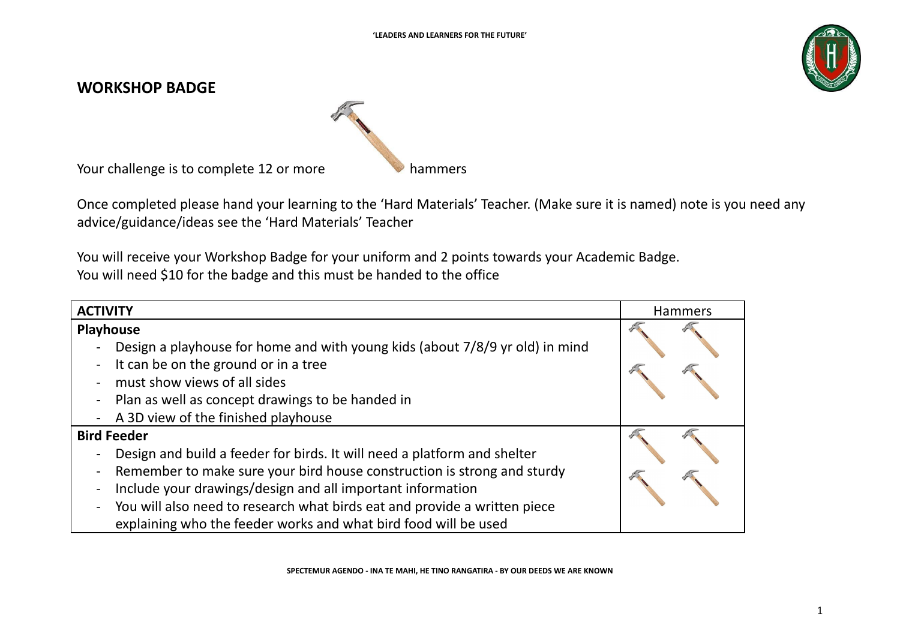## WORKSHOP BADGE

Your challenge is to complete 12 or more hammers

Once completed please hand your learning to the 'Hard Materials' Teacher. (Make sure it is named) note is you need any advice/guidance/ideas see the 'Hard Materials' Teacher

You will receive your Workshop Badge for your uniform and 2 points towards your Academic Badge.
You will need $10 for the badge and this must be handed to the office

| ACTIVITY | Hammers |
| --- | --- |
| **Playhouse**<br>- Design a playhouse for home and with young kids (about 7/8/9 yr old) in mind<br>- It can be on the ground or in a tree<br>- must show views of all sides<br>- Plan as well as concept drawings to be handed in<br>- A 3D view of the finished playhouse | 4 |
| **Bird Feeder**<br>- Design and build a feeder for birds. It will need a platform and shelter<br>- Remember to make sure your bird house construction is strong and sturdy<br>- Include your drawings/design and all important information<br>- You will also need to research what birds eat and provide a written piece explaining who the feeder works and what bird food will be used | 4 |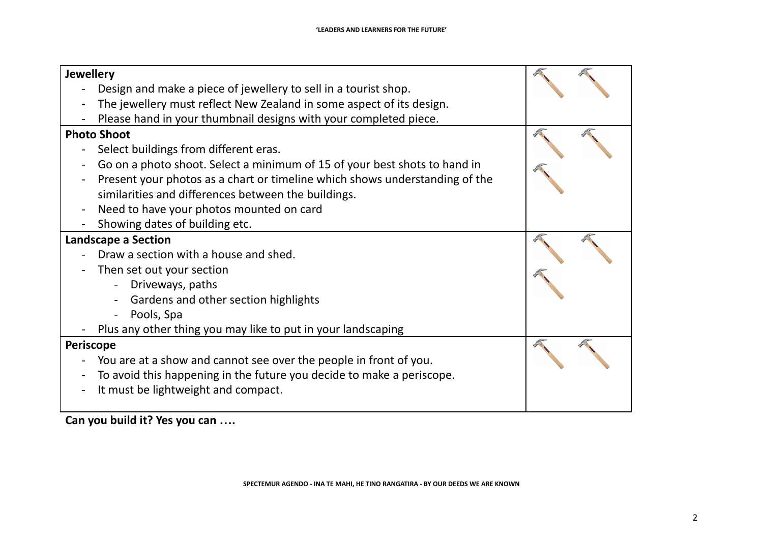**Jewellery**

- Design and make a piece of jewellery to sell in a tourist shop.
- The jewellery must reflect New Zealand in some aspect of its design.
- Please hand in your thumbnail designs with your completed piece.

**Photo Shoot**

- Select buildings from different eras.
- Go on a photo shoot. Select a minimum of 15 of your best shots to hand in
- Present your photos as a chart or timeline which shows understanding of the similarities and differences between the buildings.
- Need to have your photos mounted on card
- Showing dates of building etc.

**Landscape a Section**

- Draw a section with a house and shed.
- Then set out your section
    - Driveways, paths
    - Gardens and other section highlights
    - Pools, Spa
- Plus any other thing you may like to put in your landscaping

**Periscope**

- You are at a show and cannot see over the people in front of you.
- To avoid this happening in the future you decide to make a periscope.
- It must be lightweight and compact.

**Can you build it? Yes you can ….**